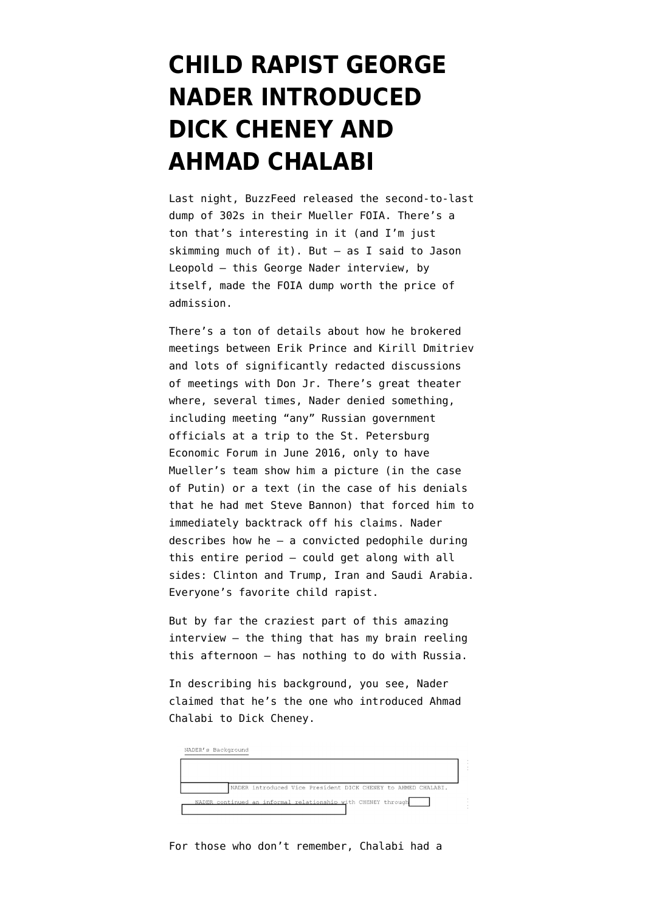# CHILD RAPIST GEORGE NADER INTRODUCED DICK CHENEY AND AHMAD CHALABI

Last night, BuzzFeed released the second-to-last dump of 302s in their Mueller FOIA. There's a ton that's interesting in it (and I'm just skimming much of it). But — as I said to Jason Leopold — this George Nader interview, by itself, made the FOIA dump worth the price of admission.

There's a ton of details about how he brokered meetings between Erik Prince and Kirill Dmitriev and lots of significantly redacted discussions of meetings with Don Jr. There's great theater where, several times, Nader denied something, including meeting "any" Russian government officials at a trip to the St. Petersburg Economic Forum in June 2016, only to have Mueller's team show him a picture (in the case of Putin) or a text (in the case of his denials that he had met Steve Bannon) that forced him to immediately backtrack off his claims. Nader describes how he — a convicted pedophile during this entire period — could get along with all sides: Clinton and Trump, Iran and Saudi Arabia. Everyone's favorite child rapist.

But by far the craziest part of this amazing interview — the thing that has my brain reeling this afternoon — has nothing to do with Russia.

In describing his background, you see, Nader claimed that he's the one who introduced Ahmad Chalabi to Dick Cheney.

NADER's Background

NADER introduced Vice President DICK CHENEY to AHMED CHALABI.

NADER continued an informal relationship with CHENEY through

For those who don't remember, Chalabi had a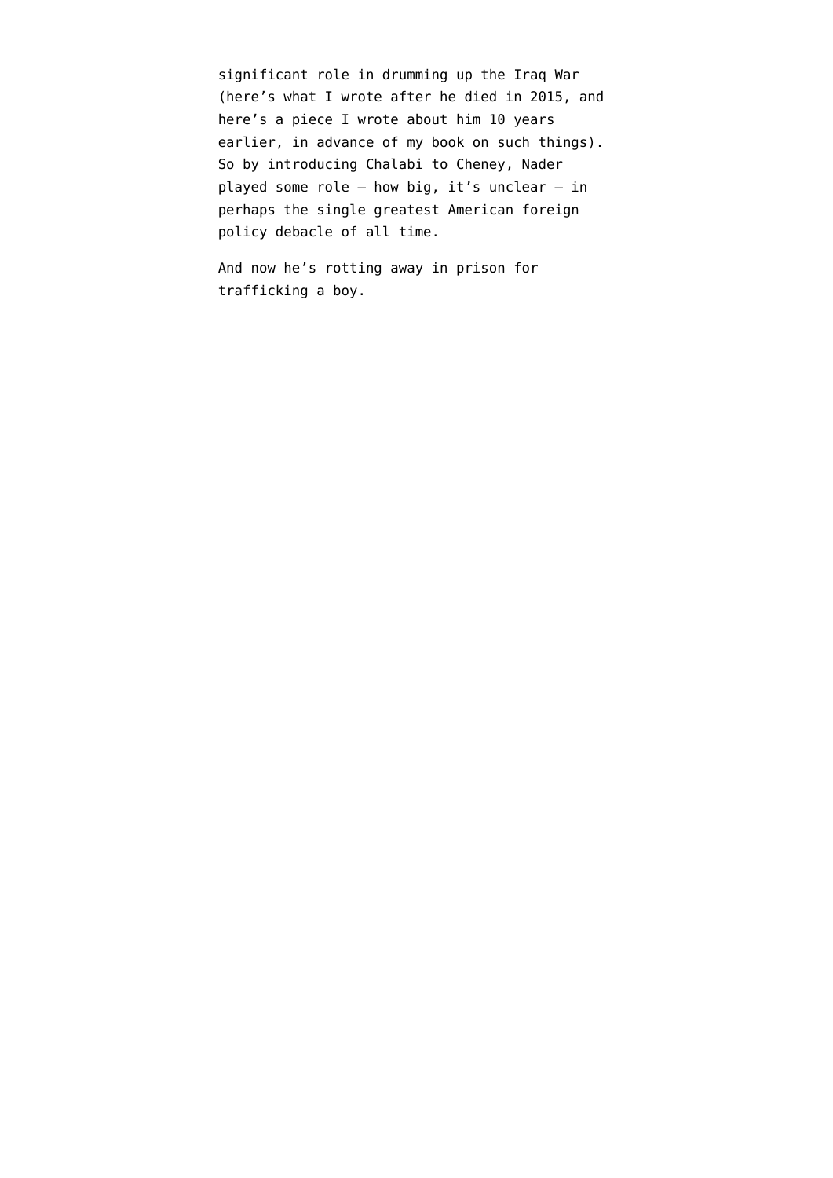significant role in drumming up the Iraq War (here's what I wrote after he died in 2015, and here's a piece I wrote about him 10 years earlier, in advance of my book on such things). So by introducing Chalabi to Cheney, Nader played some role — how big, it's unclear — in perhaps the single greatest American foreign policy debacle of all time.

And now he's rotting away in prison for trafficking a boy.